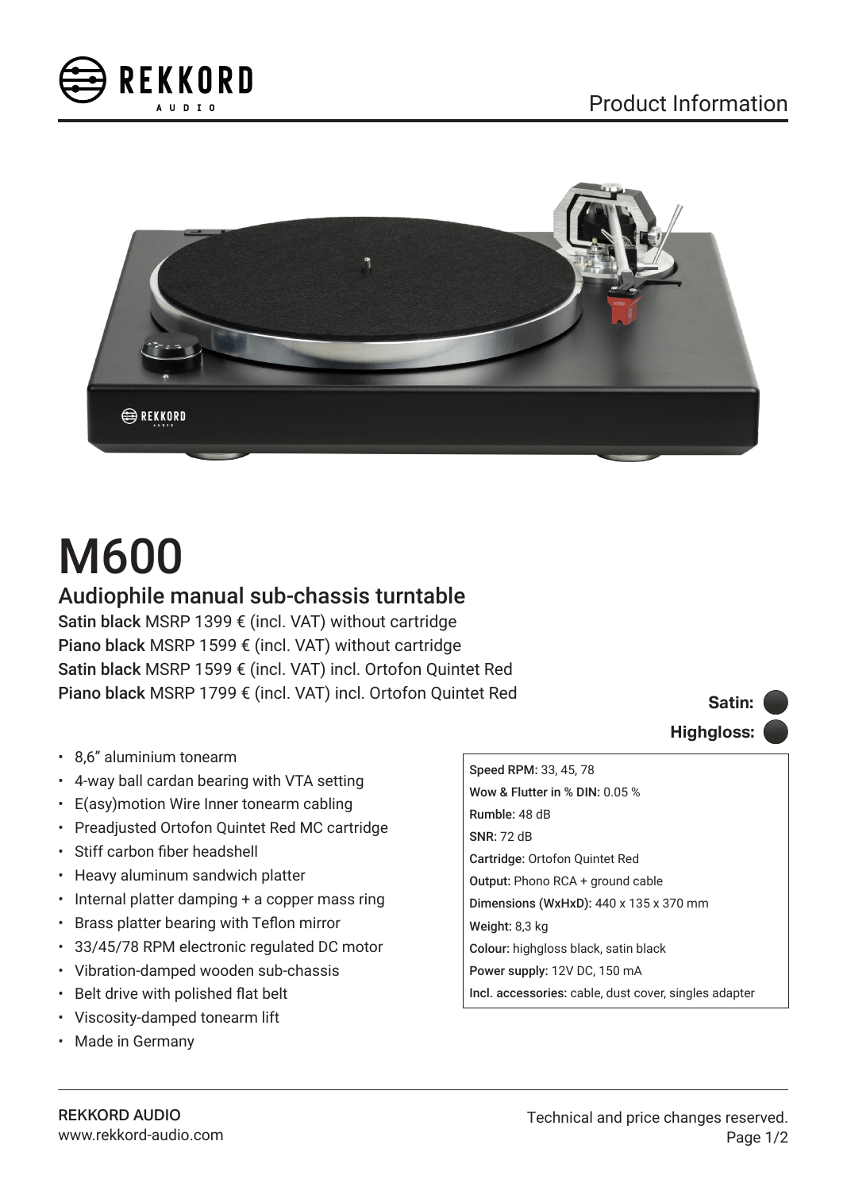REKKORD AUDIO

Product Information

# M600

## Audiophile manual sub-chassis turntable

**Satin black** MSRP 1399 € (incl. VAT) without cartridge
**Piano black** MSRP 1599 € (incl. VAT) without cartridge
**Satin black** MSRP 1599 € (incl. VAT) incl. Ortofon Quintet Red
**Piano black** MSRP 1799 € (incl. VAT) incl. Ortofon Quintet Red

**Satin:**
**Highgloss:**

- 8,6” aluminium tonearm
- 4-way ball cardan bearing with VTA setting
- E(asy)motion Wire Inner tonearm cabling
- Preadjusted Ortofon Quintet Red MC cartridge
- Stiff carbon fiber headshell
- Heavy aluminum sandwich platter
- Internal platter damping + a copper mass ring
- Brass platter bearing with Teflon mirror
- 33/45/78 RPM electronic regulated DC motor
- Vibration-damped wooden sub-chassis
- Belt drive with polished flat belt
- Viscosity-damped tonearm lift
- Made in Germany

**Speed RPM:** 33, 45, 78
**Wow & Flutter in % DIN:** 0.05 %
**Rumble:** 48 dB
**SNR:** 72 dB
**Cartridge:** Ortofon Quintet Red
**Output:** Phono RCA + ground cable
**Dimensions (WxHxD):** 440 x 135 x 370 mm
**Weight:** 8,3 kg
**Colour:** highgloss black, satin black
**Power supply:** 12V DC, 150 mA
**Incl. accessories:** cable, dust cover, singles adapter

REKKORD AUDIO
www.rekkord-audio.com

Technical and price changes reserved.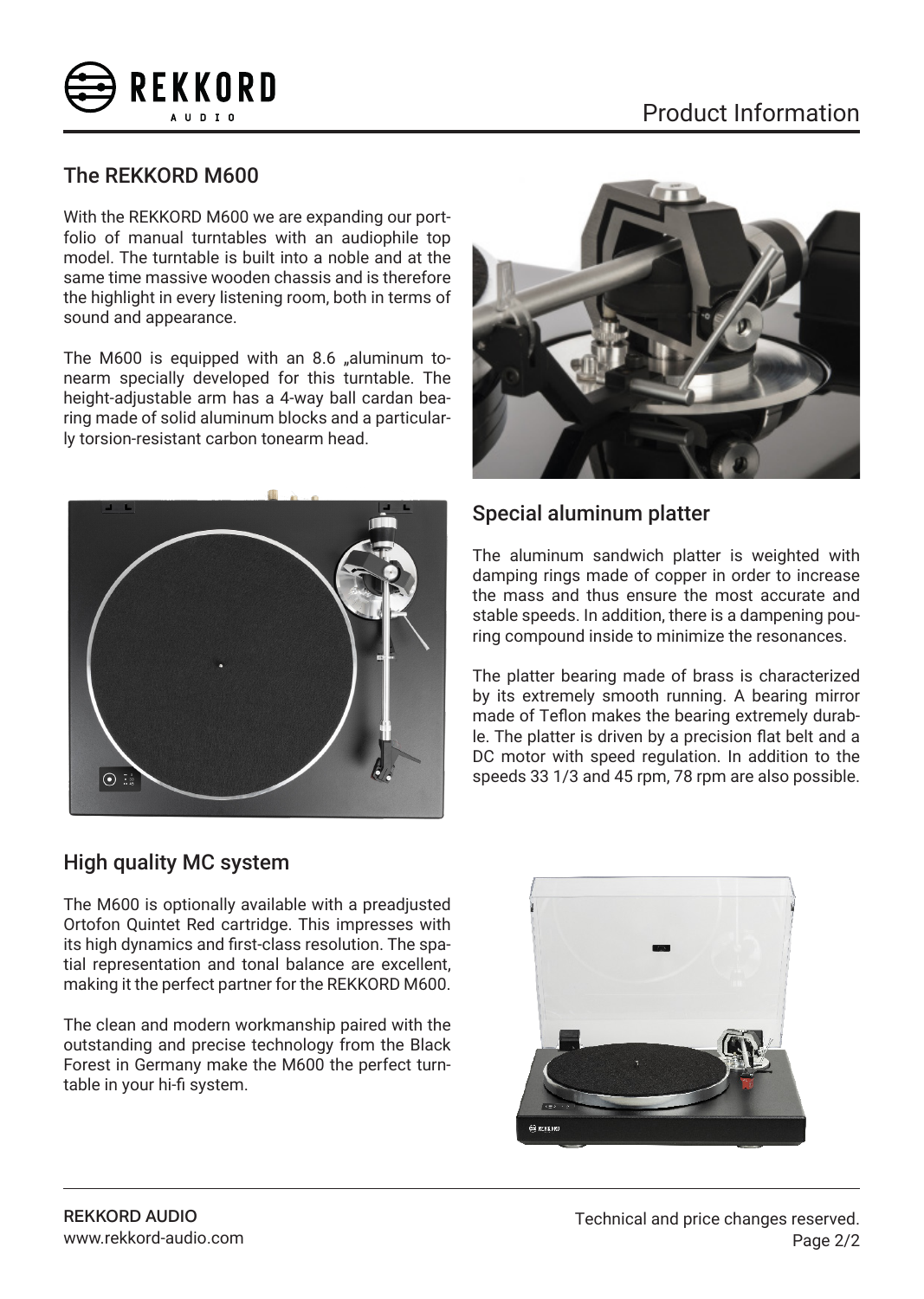## The REKKORD M600

With the REKKORD M600 we are expanding our portfolio of manual turntables with an audiophile top model. The turntable is built into a noble and at the same time massive wooden chassis and is therefore the highlight in every listening room, both in terms of sound and appearance.

The M600 is equipped with an 8.6 „aluminum tonearm specially developed for this turntable. The height-adjustable arm has a 4-way ball cardan bearing made of solid aluminum blocks and a particularly torsion-resistant carbon tonearm head.

## Special aluminum platter

The aluminum sandwich platter is weighted with damping rings made of copper in order to increase the mass and thus ensure the most accurate and stable speeds. In addition, there is a dampening pouring compound inside to minimize the resonances.

The platter bearing made of brass is characterized by its extremely smooth running. A bearing mirror made of Teflon makes the bearing extremely durable. The platter is driven by a precision flat belt and a DC motor with speed regulation. In addition to the speeds 33 1/3 and 45 rpm, 78 rpm are also possible.

## High quality MC system

The M600 is optionally available with a preadjusted Ortofon Quintet Red cartridge. This impresses with its high dynamics and first-class resolution. The spatial representation and tonal balance are excellent, making it the perfect partner for the REKKORD M600.

The clean and modern workmanship paired with the outstanding and precise technology from the Black Forest in Germany make the M600 the perfect turntable in your hi-fi system.

REKKORD AUDIO
www.rekkord-audio.com

Technical and price changes reserved.